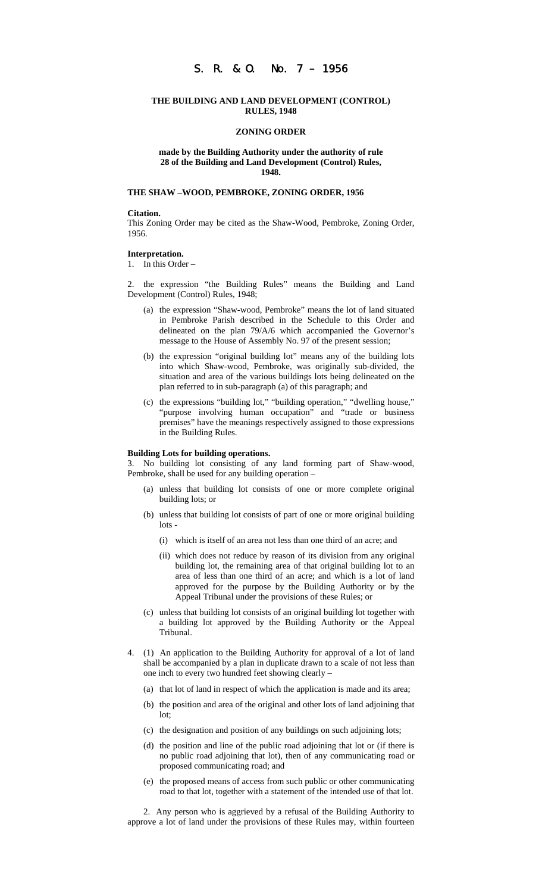# S. R. & O. No. 7 – 1956

**THE BUILDING AND LAND DEVELOPMENT (CONTROL) RULES, 1948**

**ZONING ORDER**

**made by the Building Authority under the authority of rule 28 of the Building and Land Development (Control) Rules, 1948.**

**THE SHAW –WOOD, PEMBROKE, ZONING ORDER, 1956**

**Citation.**

This Zoning Order may be cited as the Shaw-Wood, Pembroke, Zoning Order, 1956.

**Interpretation.**

1. In this Order –

2. the expression "the Building Rules" means the Building and Land Development (Control) Rules, 1948;

   (a) the expression "Shaw-wood, Pembroke" means the lot of land situated in Pembroke Parish described in the Schedule to this Order and delineated on the plan 79/A/6 which accompanied the Governor's message to the House of Assembly No. 97 of the present session;

   (b) the expression "original building lot" means any of the building lots into which Shaw-wood, Pembroke, was originally sub-divided, the situation and area of the various buildings lots being delineated on the plan referred to in sub-paragraph (a) of this paragraph; and

   (c) the expressions "building lot," "building operation," "dwelling house," "purpose involving human occupation" and "trade or business premises" have the meanings respectively assigned to those expressions in the Building Rules.

**Building Lots for building operations.**

3. No building lot consisting of any land forming part of Shaw-wood, Pembroke, shall be used for any building operation –

   (a) unless that building lot consists of one or more complete original building lots; or

   (b) unless that building lot consists of part of one or more original building lots -

      (i) which is itself of an area not less than one third of an acre; and

      (ii) which does not reduce by reason of its division from any original building lot, the remaining area of that original building lot to an area of less than one third of an acre; and which is a lot of land approved for the purpose by the Building Authority or by the Appeal Tribunal under the provisions of these Rules; or

   (c) unless that building lot consists of an original building lot together with a building lot approved by the Building Authority or the Appeal Tribunal.

4. (1) An application to the Building Authority for approval of a lot of land shall be accompanied by a plan in duplicate drawn to a scale of not less than one inch to every two hundred feet showing clearly –

   (a) that lot of land in respect of which the application is made and its area;

   (b) the position and area of the original and other lots of land adjoining that lot;

   (c) the designation and position of any buildings on such adjoining lots;

   (d) the position and line of the public road adjoining that lot or (if there is no public road adjoining that lot), then of any communicating road or proposed communicating road; and

   (e) the proposed means of access from such public or other communicating road to that lot, together with a statement of the intended use of that lot.

2. Any person who is aggrieved by a refusal of the Building Authority to approve a lot of land under the provisions of these Rules may, within fourteen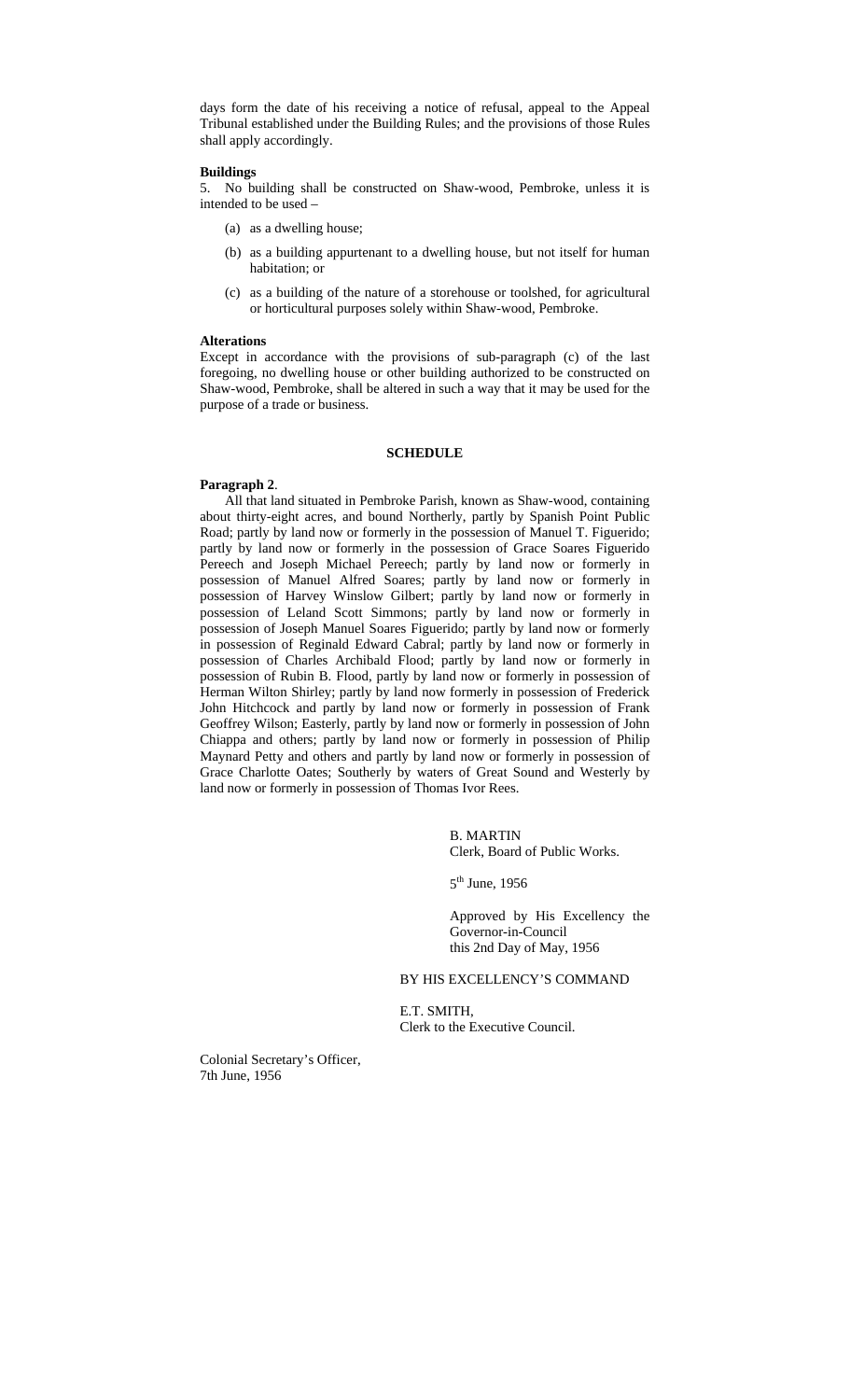days form the date of his receiving a notice of refusal, appeal to the Appeal Tribunal established under the Building Rules; and the provisions of those Rules shall apply accordingly.

**Buildings**

5. No building shall be constructed on Shaw-wood, Pembroke, unless it is intended to be used –

(a) as a dwelling house;

(b) as a building appurtenant to a dwelling house, but not itself for human habitation; or

(c) as a building of the nature of a storehouse or toolshed, for agricultural or horticultural purposes solely within Shaw-wood, Pembroke.

**Alterations**

Except in accordance with the provisions of sub-paragraph (c) of the last foregoing, no dwelling house or other building authorized to be constructed on Shaw-wood, Pembroke, shall be altered in such a way that it may be used for the purpose of a trade or business.

**SCHEDULE**

**Paragraph 2**.

All that land situated in Pembroke Parish, known as Shaw-wood, containing about thirty-eight acres, and bound Northerly, partly by Spanish Point Public Road; partly by land now or formerly in the possession of Manuel T. Figuerido; partly by land now or formerly in the possession of Grace Soares Figuerido Pereech and Joseph Michael Pereech; partly by land now or formerly in possession of Manuel Alfred Soares; partly by land now or formerly in possession of Harvey Winslow Gilbert; partly by land now or formerly in possession of Leland Scott Simmons; partly by land now or formerly in possession of Joseph Manuel Soares Figuerido; partly by land now or formerly in possession of Reginald Edward Cabral; partly by land now or formerly in possession of Charles Archibald Flood; partly by land now or formerly in possession of Rubin B. Flood, partly by land now or formerly in possession of Herman Wilton Shirley; partly by land now formerly in possession of Frederick John Hitchcock and partly by land now or formerly in possession of Frank Geoffrey Wilson; Easterly, partly by land now or formerly in possession of John Chiappa and others; partly by land now or formerly in possession of Philip Maynard Petty and others and partly by land now or formerly in possession of Grace Charlotte Oates; Southerly by waters of Great Sound and Westerly by land now or formerly in possession of Thomas Ivor Rees.

B. MARTIN
Clerk, Board of Public Works.

5th June, 1956

Approved by His Excellency the Governor-in-Council
this 2nd Day of May, 1956

BY HIS EXCELLENCY'S COMMAND

E.T. SMITH,
Clerk to the Executive Council.

Colonial Secretary's Officer,
7th June, 1956